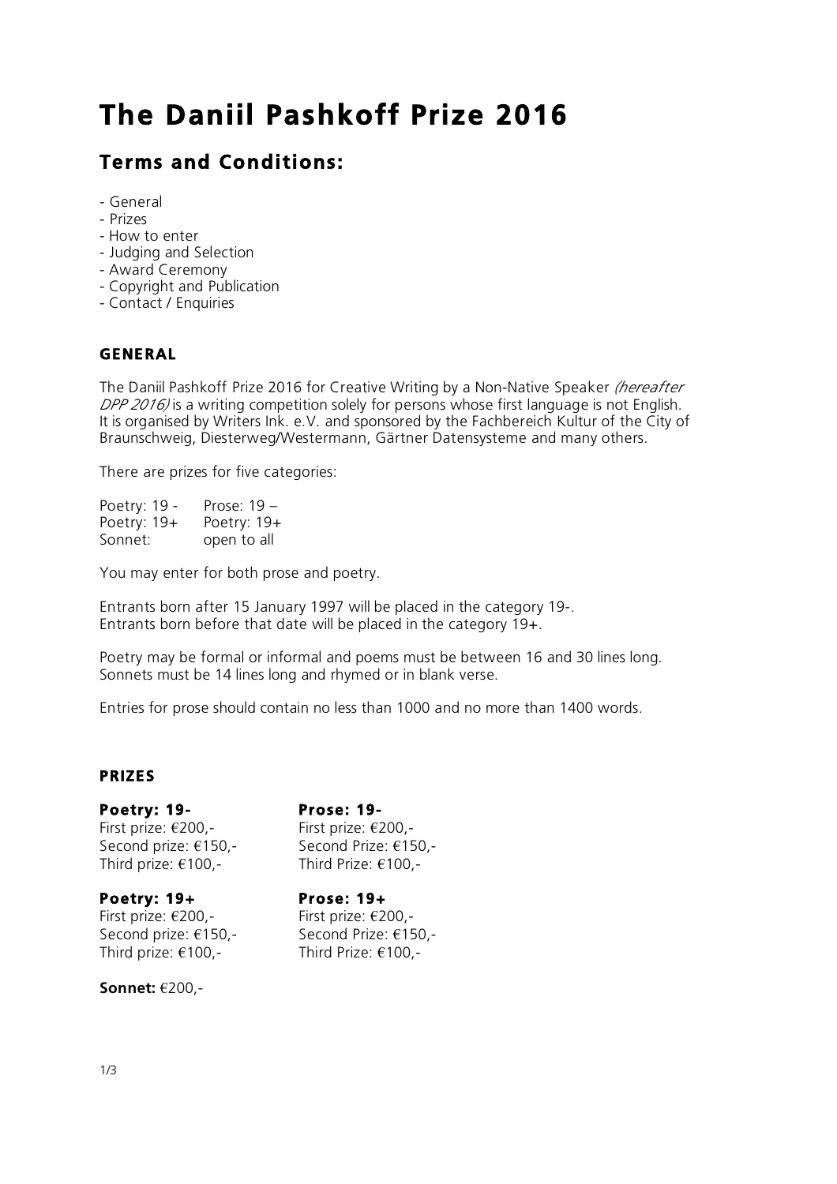# The Daniil Pashkoff Prize 2016

## Terms and Conditions:

- General
- Prizes
- How to enter
- Judging and Selection
- Award Ceremony
- Copyright and Publication
- Contact / Enquiries

### GENERAL

The Daniil Pashkoff Prize 2016 for Creative Writing by a Non-Native Speaker *(hereafter DPP 2016)* is a writing competition solely for persons whose first language is not English. It is organised by Writers Ink. e.V. and sponsored by the Fachbereich Kultur of the City of Braunschweig, Diesterweg/Westermann, Gärtner Datensysteme and many others.

There are prizes for five categories:

| | |
|---|---|
| Poetry: 19 - | Prose: 19 – |
| Poetry: 19+ | Poetry: 19+ |
| Sonnet: | open to all |

You may enter for both prose and poetry.

Entrants born after 15 January 1997 will be placed in the category 19-.
Entrants born before that date will be placed in the category 19+.

Poetry may be formal or informal and poems must be between 16 and 30 lines long.
Sonnets must be 14 lines long and rhymed or in blank verse.

Entries for prose should contain no less than 1000 and no more than 1400 words.

### PRIZES

**Poetry: 19-**
First prize: €200,-
Second prize: €150,-
Third prize: €100,-

**Prose: 19-**
First prize: €200,-
Second Prize: €150,-
Third Prize: €100,-

**Poetry: 19+**
First prize: €200,-
Second prize: €150,-
Third prize: €100,-

**Prose: 19+**
First prize: €200,-
Second Prize: €150,-
Third Prize: €100,-

**Sonnet:** €200,-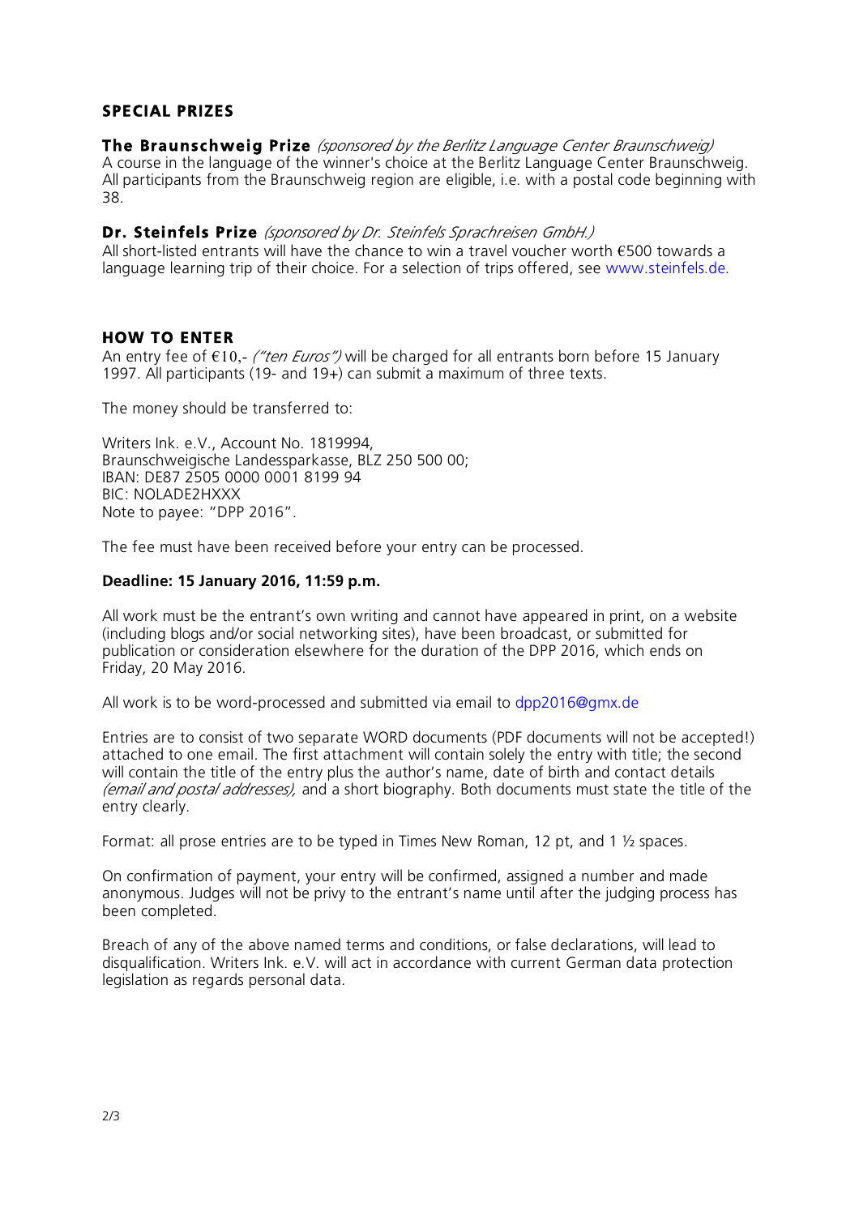## SPECIAL PRIZES

**The Braunschweig Prize** *(sponsored by the Berlitz Language Center Braunschweig)*
A course in the language of the winner's choice at the Berlitz Language Center Braunschweig. All participants from the Braunschweig region are eligible, i.e. with a postal code beginning with 38.

**Dr. Steinfels Prize** *(sponsored by Dr. Steinfels Sprachreisen GmbH.)*
All short-listed entrants will have the chance to win a travel voucher worth €500 towards a language learning trip of their choice. For a selection of trips offered, see www.steinfels.de.

## HOW TO ENTER

An entry fee of €10,- *("ten Euros")* will be charged for all entrants born before 15 January 1997. All participants (19- and 19+) can submit a maximum of three texts.

The money should be transferred to:

Writers Ink. e.V., Account No. 1819994,
Braunschweigische Landessparkasse, BLZ 250 500 00;
IBAN: DE87 2505 0000 0001 8199 94
BIC: NOLADE2HXXX
Note to payee: "DPP 2016".

The fee must have been received before your entry can be processed.

**Deadline: 15 January 2016, 11:59 p.m.**

All work must be the entrant's own writing and cannot have appeared in print, on a website (including blogs and/or social networking sites), have been broadcast, or submitted for publication or consideration elsewhere for the duration of the DPP 2016, which ends on Friday, 20 May 2016.

All work is to be word-processed and submitted via email to dpp2016@gmx.de

Entries are to consist of two separate WORD documents (PDF documents will not be accepted!) attached to one email. The first attachment will contain solely the entry with title; the second will contain the title of the entry plus the author's name, date of birth and contact details *(email and postal addresses),* and a short biography. Both documents must state the title of the entry clearly.

Format: all prose entries are to be typed in Times New Roman, 12 pt, and 1 ½ spaces.

On confirmation of payment, your entry will be confirmed, assigned a number and made anonymous. Judges will not be privy to the entrant's name until after the judging process has been completed.

Breach of any of the above named terms and conditions, or false declarations, will lead to disqualification. Writers Ink. e.V. will act in accordance with current German data protection legislation as regards personal data.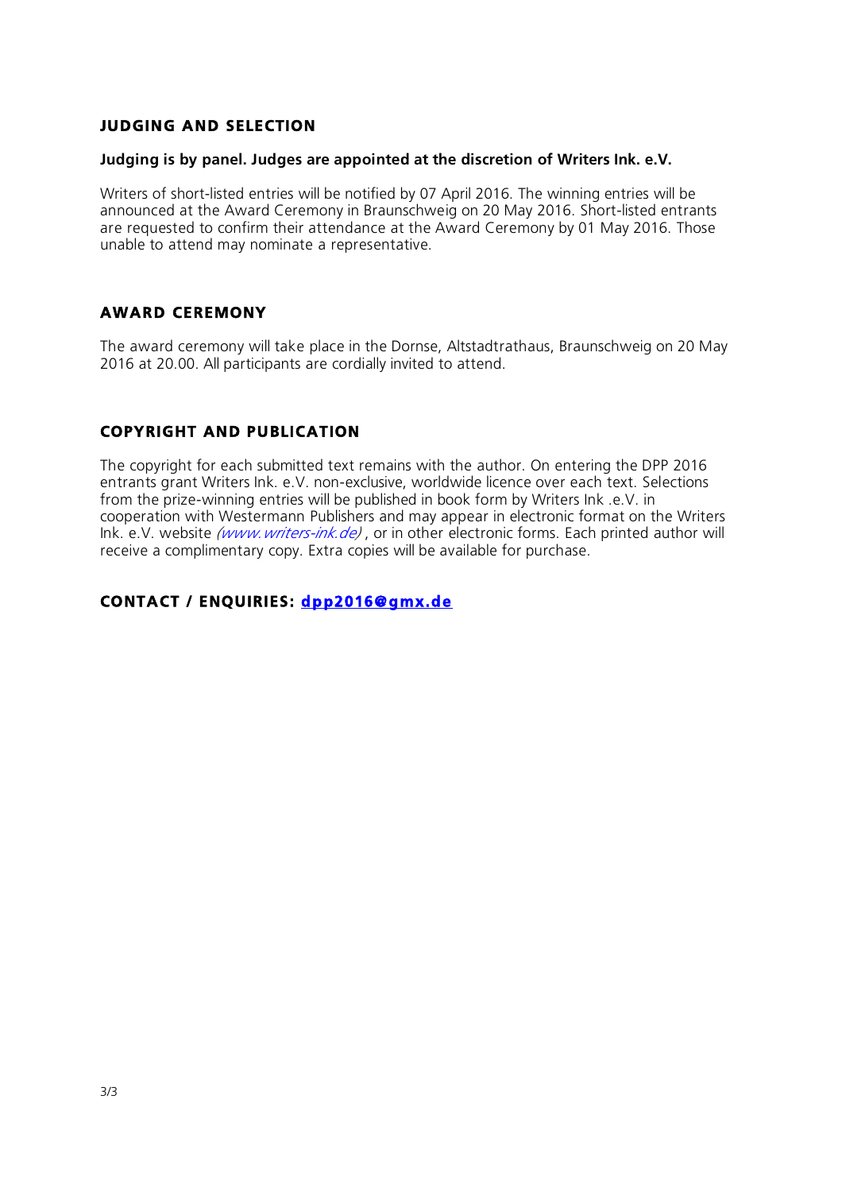## JUDGING AND SELECTION

**Judging is by panel. Judges are appointed at the discretion of Writers Ink. e.V.**

Writers of short-listed entries will be notified by 07 April 2016. The winning entries will be announced at the Award Ceremony in Braunschweig on 20 May 2016. Short-listed entrants are requested to confirm their attendance at the Award Ceremony by 01 May 2016. Those unable to attend may nominate a representative.

## AWARD CEREMONY

The award ceremony will take place in the Dornse, Altstadtrathaus, Braunschweig on 20 May 2016 at 20.00. All participants are cordially invited to attend.

## COPYRIGHT AND PUBLICATION

The copyright for each submitted text remains with the author. On entering the DPP 2016 entrants grant Writers Ink. e.V. non-exclusive, worldwide licence over each text. Selections from the prize-winning entries will be published in book form by Writers Ink .e.V. in cooperation with Westermann Publishers and may appear in electronic format on the Writers Ink. e.V. website *(www.writers-ink.de)* , or in other electronic forms. Each printed author will receive a complimentary copy. Extra copies will be available for purchase.

## CONTACT / ENQUIRIES: dpp2016@gmx.de